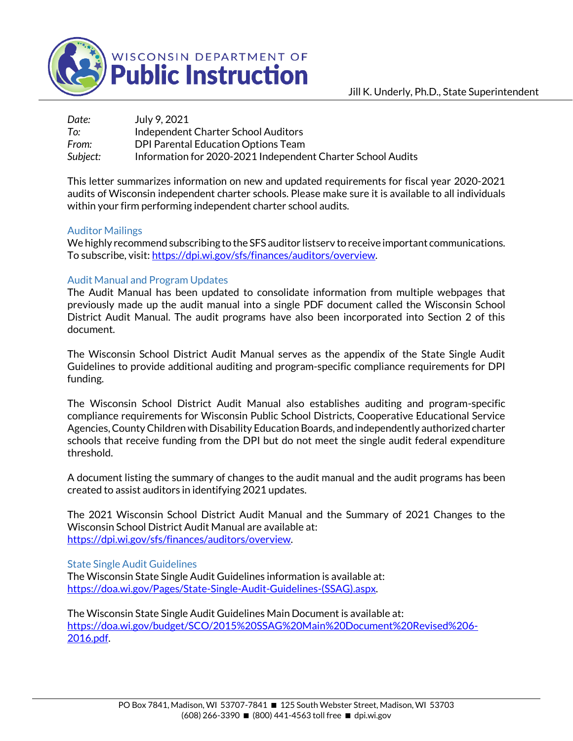WISCONSIN DEPARTMENT OF **Public Instruction**

Jill K. Underly, Ph.D., State Superintendent

*Date:* July 9, 2021
*To:* Independent Charter School Auditors
*From:* DPI Parental Education Options Team
*Subject:* Information for 2020-2021 Independent Charter School Audits

This letter summarizes information on new and updated requirements for fiscal year 2020-2021 audits of Wisconsin independent charter schools. Please make sure it is available to all individuals within your firm performing independent charter school audits.

### Auditor Mailings

We highly recommend subscribing to the SFS auditor listserv to receive important communications. To subscribe, visit: https://dpi.wi.gov/sfs/finances/auditors/overview.

### Audit Manual and Program Updates

The Audit Manual has been updated to consolidate information from multiple webpages that previously made up the audit manual into a single PDF document called the Wisconsin School District Audit Manual. The audit programs have also been incorporated into Section 2 of this document.

The Wisconsin School District Audit Manual serves as the appendix of the State Single Audit Guidelines to provide additional auditing and program-specific compliance requirements for DPI funding.

The Wisconsin School District Audit Manual also establishes auditing and program-specific compliance requirements for Wisconsin Public School Districts, Cooperative Educational Service Agencies, County Children with Disability Education Boards, and independently authorized charter schools that receive funding from the DPI but do not meet the single audit federal expenditure threshold.

A document listing the summary of changes to the audit manual and the audit programs has been created to assist auditors in identifying 2021 updates.

The 2021 Wisconsin School District Audit Manual and the Summary of 2021 Changes to the Wisconsin School District Audit Manual are available at:
https://dpi.wi.gov/sfs/finances/auditors/overview.

### State Single Audit Guidelines

The Wisconsin State Single Audit Guidelines information is available at:
https://doa.wi.gov/Pages/State-Single-Audit-Guidelines-(SSAG).aspx.

The Wisconsin State Single Audit Guidelines Main Document is available at:
https://doa.wi.gov/budget/SCO/2015%20SSAG%20Main%20Document%20Revised%206-2016.pdf.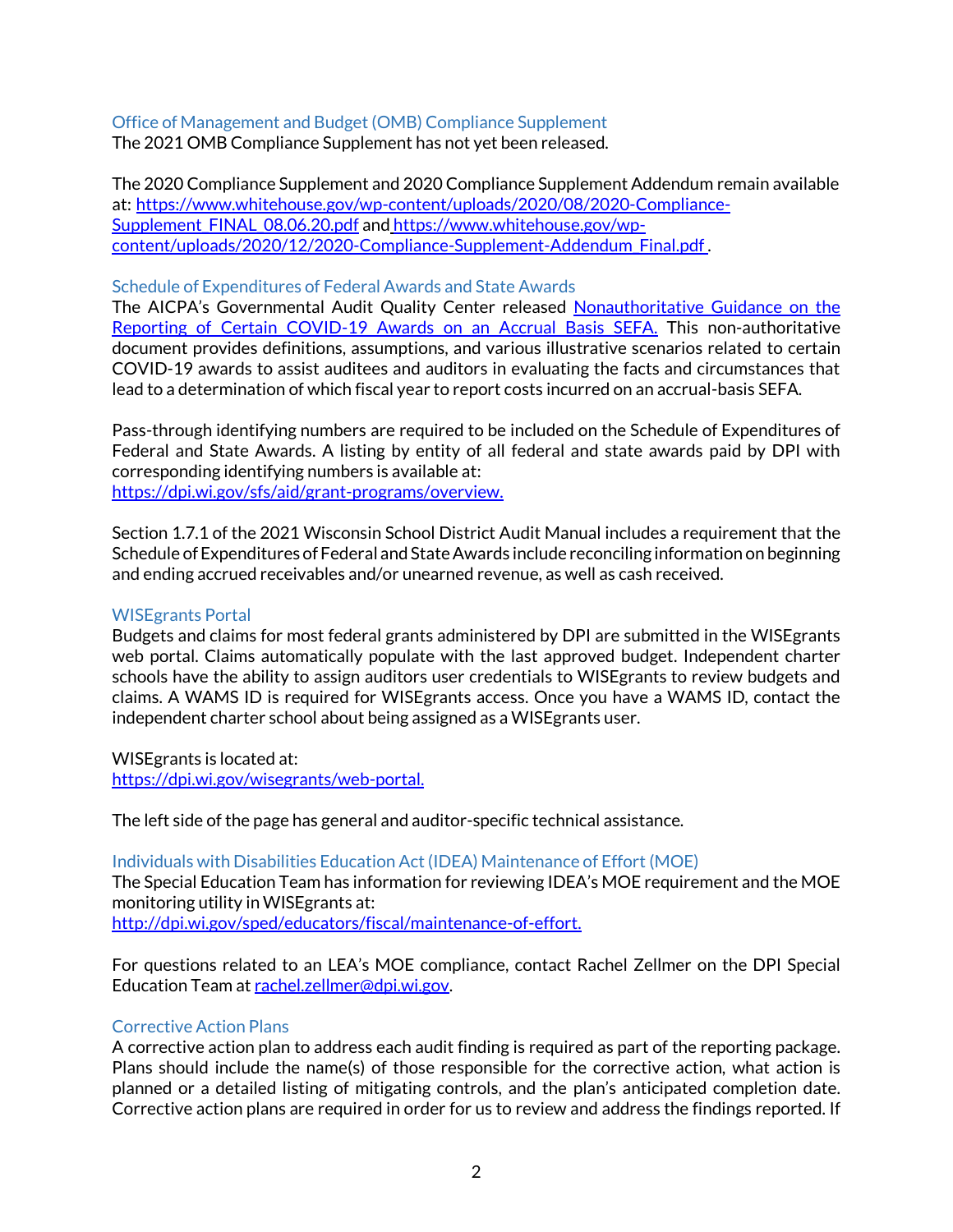## Office of Management and Budget (OMB) Compliance Supplement

The 2021 OMB Compliance Supplement has not yet been released.

The 2020 Compliance Supplement and 2020 Compliance Supplement Addendum remain available at: [https://www.whitehouse.gov/wp-content/uploads/2020/08/2020-Compliance-Supplement_FINAL_08.06.20.pdf](https://www.whitehouse.gov/wp-content/uploads/2020/08/2020-Compliance-Supplement_FINAL_08.06.20.pdf) and [https://www.whitehouse.gov/wp-content/uploads/2020/12/2020-Compliance-Supplement-Addendum_Final.pdf](https://www.whitehouse.gov/wp-content/uploads/2020/12/2020-Compliance-Supplement-Addendum_Final.pdf).

## Schedule of Expenditures of Federal Awards and State Awards

The AICPA's Governmental Audit Quality Center released [Nonauthoritative Guidance on the Reporting of Certain COVID-19 Awards on an Accrual Basis SEFA.](#) This non-authoritative document provides definitions, assumptions, and various illustrative scenarios related to certain COVID-19 awards to assist auditees and auditors in evaluating the facts and circumstances that lead to a determination of which fiscal year to report costs incurred on an accrual-basis SEFA.

Pass-through identifying numbers are required to be included on the Schedule of Expenditures of Federal and State Awards. A listing by entity of all federal and state awards paid by DPI with corresponding identifying numbers is available at:
[https://dpi.wi.gov/sfs/aid/grant-programs/overview.](https://dpi.wi.gov/sfs/aid/grant-programs/overview)

Section 1.7.1 of the 2021 Wisconsin School District Audit Manual includes a requirement that the Schedule of Expenditures of Federal and State Awards include reconciling information on beginning and ending accrued receivables and/or unearned revenue, as well as cash received.

## WISEgrants Portal

Budgets and claims for most federal grants administered by DPI are submitted in the WISEgrants web portal. Claims automatically populate with the last approved budget. Independent charter schools have the ability to assign auditors user credentials to WISEgrants to review budgets and claims. A WAMS ID is required for WISEgrants access. Once you have a WAMS ID, contact the independent charter school about being assigned as a WISEgrants user.

WISEgrants is located at:
[https://dpi.wi.gov/wisegrants/web-portal.](https://dpi.wi.gov/wisegrants/web-portal)

The left side of the page has general and auditor-specific technical assistance.

## Individuals with Disabilities Education Act (IDEA) Maintenance of Effort (MOE)

The Special Education Team has information for reviewing IDEA's MOE requirement and the MOE monitoring utility in WISEgrants at:
[http://dpi.wi.gov/sped/educators/fiscal/maintenance-of-effort.](http://dpi.wi.gov/sped/educators/fiscal/maintenance-of-effort)

For questions related to an LEA's MOE compliance, contact Rachel Zellmer on the DPI Special Education Team at [rachel.zellmer@dpi.wi.gov](mailto:rachel.zellmer@dpi.wi.gov).

## Corrective Action Plans

A corrective action plan to address each audit finding is required as part of the reporting package. Plans should include the name(s) of those responsible for the corrective action, what action is planned or a detailed listing of mitigating controls, and the plan's anticipated completion date. Corrective action plans are required in order for us to review and address the findings reported. If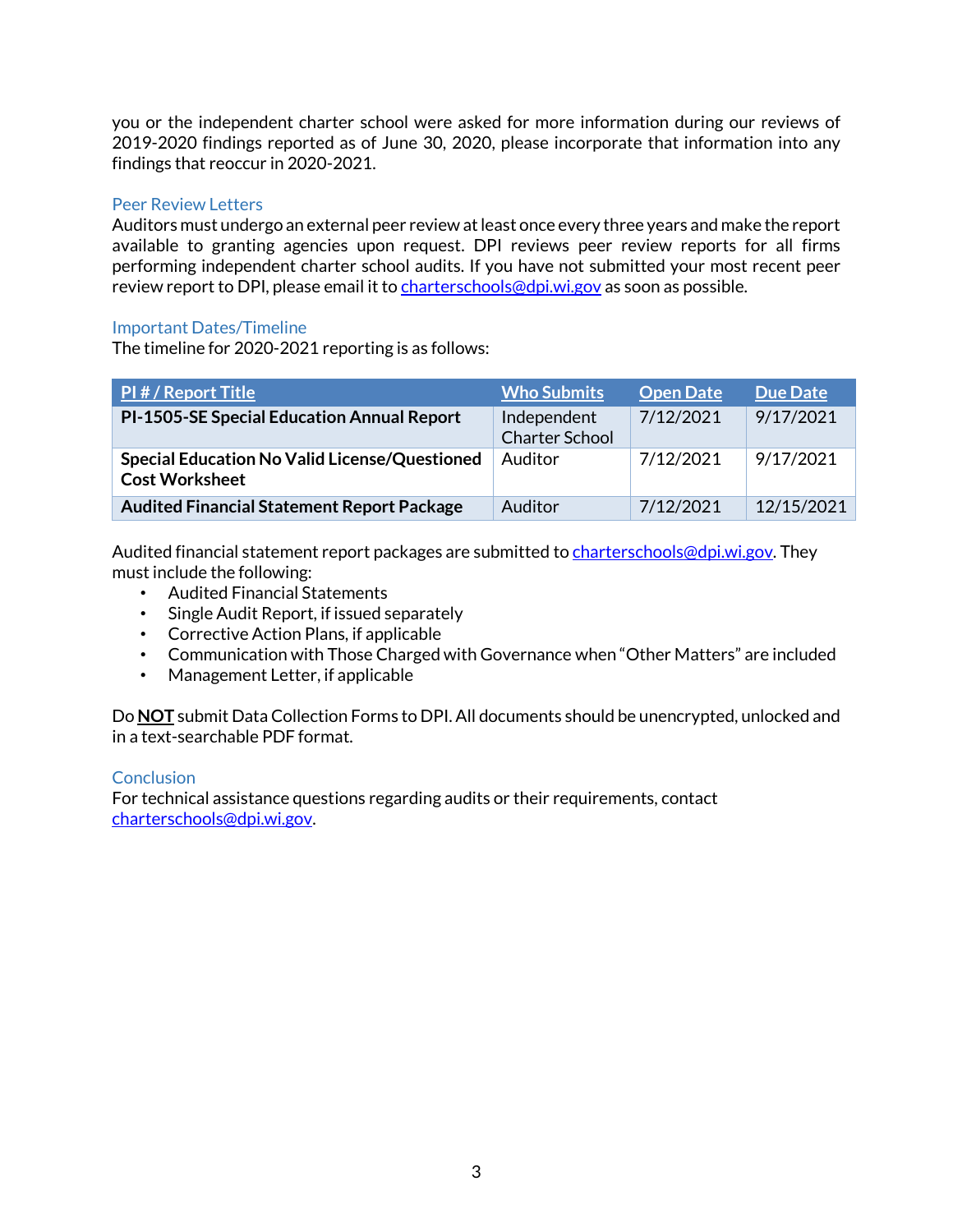you or the independent charter school were asked for more information during our reviews of 2019-2020 findings reported as of June 30, 2020, please incorporate that information into any findings that reoccur in 2020-2021.

## Peer Review Letters

Auditors must undergo an external peer review at least once every three years and make the report available to granting agencies upon request. DPI reviews peer review reports for all firms performing independent charter school audits. If you have not submitted your most recent peer review report to DPI, please email it to charterschools@dpi.wi.gov as soon as possible.

## Important Dates/Timeline

The timeline for 2020-2021 reporting is as follows:

| PI # / Report Title | Who Submits | Open Date | Due Date |
|---|---|---|---|
| **PI-1505-SE Special Education Annual Report** | Independent Charter School | 7/12/2021 | 9/17/2021 |
| **Special Education No Valid License/Questioned Cost Worksheet** | Auditor | 7/12/2021 | 9/17/2021 |
| **Audited Financial Statement Report Package** | Auditor | 7/12/2021 | 12/15/2021 |

Audited financial statement report packages are submitted to charterschools@dpi.wi.gov. They must include the following:

- Audited Financial Statements
- Single Audit Report, if issued separately
- Corrective Action Plans, if applicable
- Communication with Those Charged with Governance when "Other Matters" are included
- Management Letter, if applicable

Do **NOT** submit Data Collection Forms to DPI. All documents should be unencrypted, unlocked and in a text-searchable PDF format.

## Conclusion

For technical assistance questions regarding audits or their requirements, contact charterschools@dpi.wi.gov.